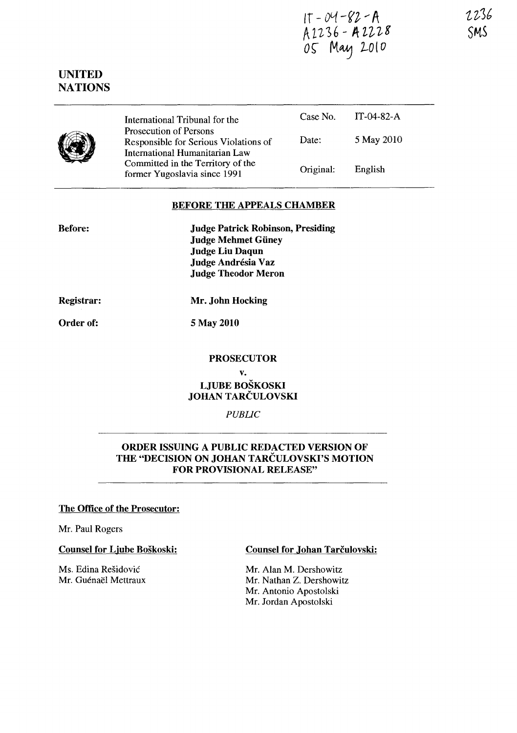IT-04-82-A
A2236 - A2228
05 May 2010

2236
SMS

**UNITED NATIONS**

| International Tribunal for the Prosecution of Persons Responsible for Serious Violations of International Humanitarian Law Committed in the Territory of the former Yugoslavia since 1991 | Case No. | IT-04-82-A |
|---|---|---|
| | Date: | 5 May 2010 |
| | Original: | English |

## BEFORE THE APPEALS CHAMBER

**Before:**

**Judge Patrick Robinson, Presiding**
**Judge Mehmet Güney**
**Judge Liu Daqun**
**Judge Andrésia Vaz**
**Judge Theodor Meron**

**Registrar:** **Mr. John Hocking**

**Order of:** **5 May 2010**

**PROSECUTOR**

**v.**

**LJUBE BOŠKOSKI**
**JOHAN TARČULOVSKI**

*PUBLIC*

**ORDER ISSUING A PUBLIC REDACTED VERSION OF THE "DECISION ON JOHAN TARČULOVSKI'S MOTION FOR PROVISIONAL RELEASE"**

**The Office of the Prosecutor:**

Mr. Paul Rogers

**Counsel for Ljube Boškoski:**

Ms. Edina Rešidović
Mr. Guénaël Mettraux

**Counsel for Johan Tarčulovski:**

Mr. Alan M. Dershowitz
Mr. Nathan Z. Dershowitz
Mr. Antonio Apostolski
Mr. Jordan Apostolski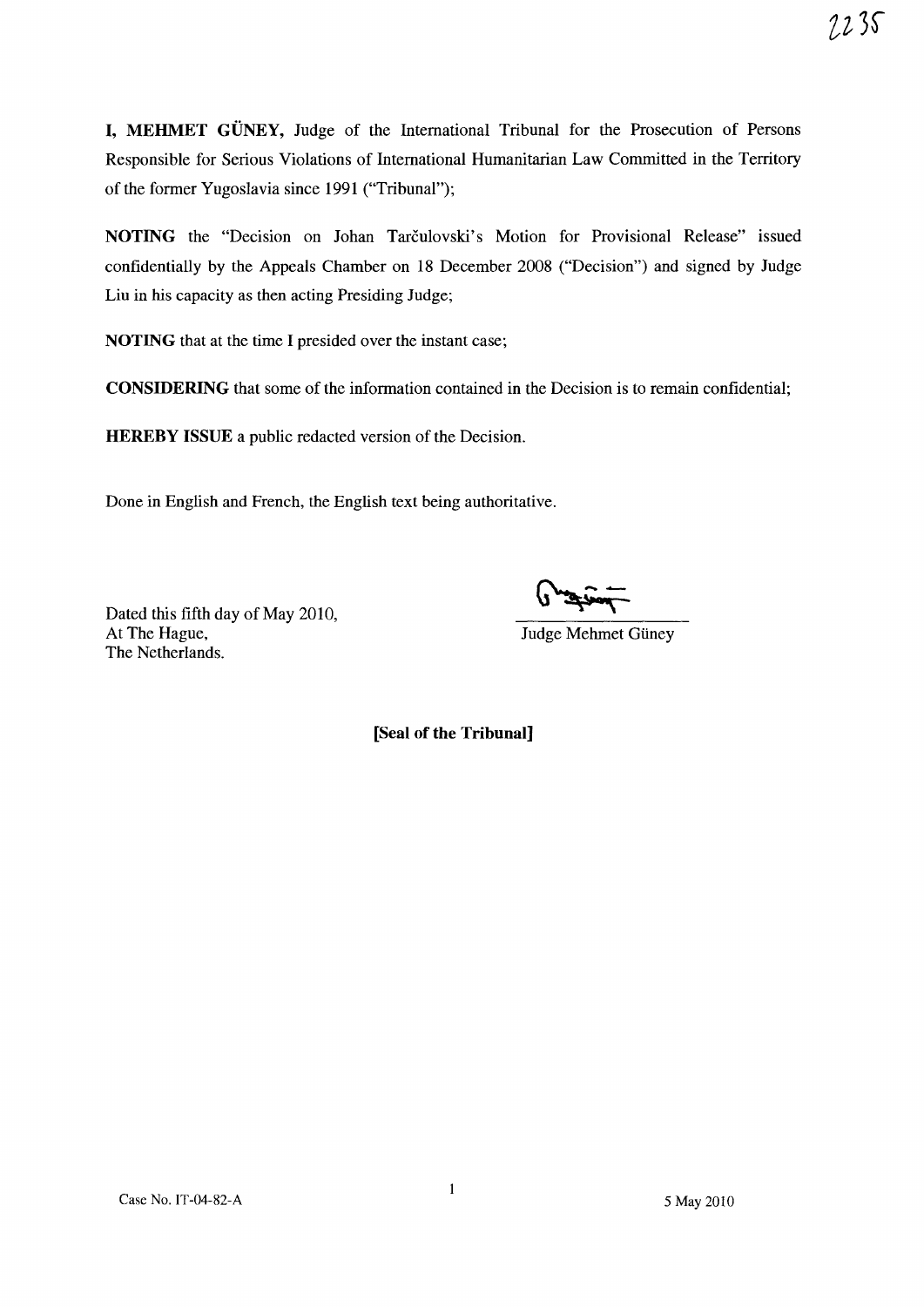**I, MEHMET GÜNEY,** Judge of the International Tribunal for the Prosecution of Persons Responsible for Serious Violations of International Humanitarian Law Committed in the Territory of the former Yugoslavia since 1991 ("Tribunal");

**NOTING** the "Decision on Johan Tarčulovski's Motion for Provisional Release" issued confidentially by the Appeals Chamber on 18 December 2008 ("Decision") and signed by Judge Liu in his capacity as then acting Presiding Judge;

**NOTING** that at the time I presided over the instant case;

**CONSIDERING** that some of the information contained in the Decision is to remain confidential;

**HEREBY ISSUE** a public redacted version of the Decision.

Done in English and French, the English text being authoritative.

Dated this fifth day of May 2010,
At The Hague,
The Netherlands.

Judge Mehmet Güney

**[Seal of the Tribunal]**

Case No. IT-04-82-A — 5 May 2010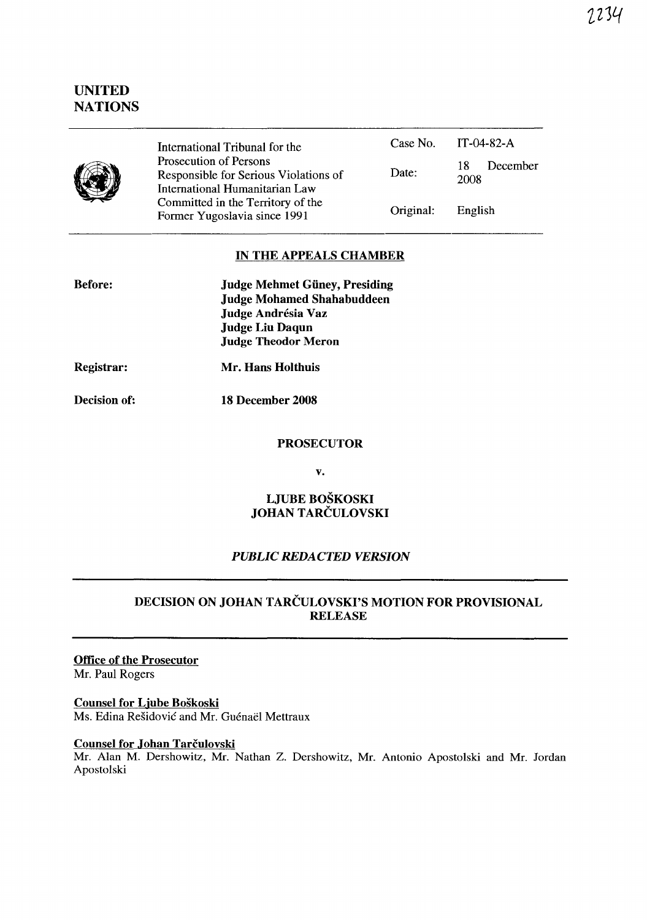2234

UNITED NATIONS

| | | |
|---|---|---|
| International Tribunal for the Prosecution of Persons Responsible for Serious Violations of International Humanitarian Law Committed in the Territory of the Former Yugoslavia since 1991 | Case No. | IT-04-82-A |
| | Date: | 18 December 2008 |
| | Original: | English |

## IN THE APPEALS CHAMBER

**Before:**
**Judge Mehmet Güney, Presiding**
**Judge Mohamed Shahabuddeen**
**Judge Andrésia Vaz**
**Judge Liu Daqun**
**Judge Theodor Meron**

**Registrar:** **Mr. Hans Holthuis**

**Decision of:** **18 December 2008**

**PROSECUTOR**

**v.**

**LJUBE BOŠKOSKI**
**JOHAN TARČULOVSKI**

***PUBLIC REDACTED VERSION***

## DECISION ON JOHAN TARČULOVSKI'S MOTION FOR PROVISIONAL RELEASE

**Office of the Prosecutor**
Mr. Paul Rogers

**Counsel for Ljube Boškoski**
Ms. Edina Rešidović and Mr. Guénaël Mettraux

**Counsel for Johan Tarčulovski**
Mr. Alan M. Dershowitz, Mr. Nathan Z. Dershowitz, Mr. Antonio Apostolski and Mr. Jordan Apostolski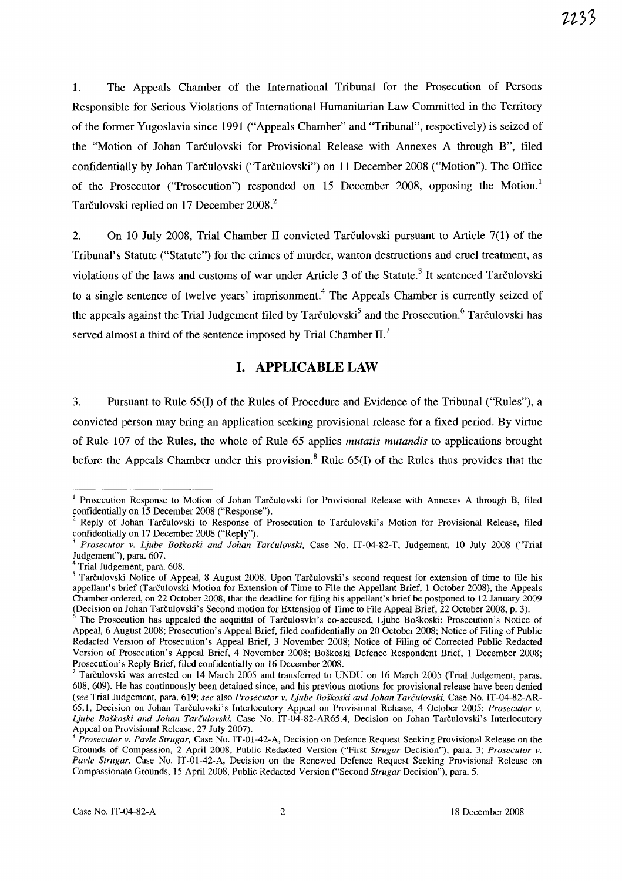1. The Appeals Chamber of the International Tribunal for the Prosecution of Persons Responsible for Serious Violations of International Humanitarian Law Committed in the Territory of the former Yugoslavia since 1991 ("Appeals Chamber" and "Tribunal", respectively) is seized of the "Motion of Johan Tarčulovski for Provisional Release with Annexes A through B", filed confidentially by Johan Tarčulovski ("Tarčulovski") on 11 December 2008 ("Motion"). The Office of the Prosecutor ("Prosecution") responded on 15 December 2008, opposing the Motion.[1] Tarčulovski replied on 17 December 2008.[2]

2. On 10 July 2008, Trial Chamber II convicted Tarčulovski pursuant to Article 7(1) of the Tribunal's Statute ("Statute") for the crimes of murder, wanton destructions and cruel treatment, as violations of the laws and customs of war under Article 3 of the Statute.[3] It sentenced Tarčulovski to a single sentence of twelve years' imprisonment.[4] The Appeals Chamber is currently seized of the appeals against the Trial Judgement filed by Tarčulovski[5] and the Prosecution.[6] Tarčulovski has served almost a third of the sentence imposed by Trial Chamber II.[7]

## I. APPLICABLE LAW

3. Pursuant to Rule 65(I) of the Rules of Procedure and Evidence of the Tribunal ("Rules"), a convicted person may bring an application seeking provisional release for a fixed period. By virtue of Rule 107 of the Rules, the whole of Rule 65 applies *mutatis mutandis* to applications brought before the Appeals Chamber under this provision.[8] Rule 65(I) of the Rules thus provides that the

---

[1] Prosecution Response to Motion of Johan Tarčulovski for Provisional Release with Annexes A through B, filed confidentially on 15 December 2008 ("Response").

[2] Reply of Johan Tarčulovski to Response of Prosecution to Tarčulovski's Motion for Provisional Release, filed confidentially on 17 December 2008 ("Reply").

[3] *Prosecutor v. Ljube Boškoski and Johan Tarčulovski*, Case No. IT-04-82-T, Judgement, 10 July 2008 ("Trial Judgement"), para. 607.

[4] Trial Judgement, para. 608.

[5] Tarčulovski Notice of Appeal, 8 August 2008. Upon Tarčulovski's second request for extension of time to file his appellant's brief (Tarčulovski Motion for Extension of Time to File the Appellant Brief, 1 October 2008), the Appeals Chamber ordered, on 22 October 2008, that the deadline for filing his appellant's brief be postponed to 12 January 2009 (Decision on Johan Tarčulovski's Second motion for Extension of Time to File Appeal Brief, 22 October 2008, p. 3).

[6] The Prosecution has appealed the acquittal of Tarčulosvki's co-accused, Ljube Boškoski: Prosecution's Notice of Appeal, 6 August 2008; Prosecution's Appeal Brief, filed confidentially on 20 October 2008; Notice of Filing of Public Redacted Version of Prosecution's Appeal Brief, 3 November 2008; Notice of Filing of Corrected Public Redacted Version of Prosecution's Appeal Brief, 4 November 2008; Boškoski Defence Respondent Brief, 1 December 2008; Prosecution's Reply Brief, filed confidentially on 16 December 2008.

[7] Tarčulovski was arrested on 14 March 2005 and transferred to UNDU on 16 March 2005 (Trial Judgement, paras. 608, 609). He has continuously been detained since, and his previous motions for provisional release have been denied (*see* Trial Judgement, para. 619; *see* also *Prosecutor v. Ljube Boškoski and Johan Tarčulovski*, Case No. IT-04-82-AR-65.1, Decision on Johan Tarčulovski's Interlocutory Appeal on Provisional Release, 4 October 2005; *Prosecutor v. Ljube Boškoski and Johan Tarčulovski*, Case No. IT-04-82-AR65.4, Decision on Johan Tarčulovski's Interlocutory Appeal on Provisional Release, 27 July 2007).

[8] *Prosecutor v. Pavle Strugar*, Case No. IT-01-42-A, Decision on Defence Request Seeking Provisional Release on the Grounds of Compassion, 2 April 2008, Public Redacted Version ("First *Strugar* Decision"), para. 3; *Prosecutor v. Pavle Strugar*, Case No. IT-01-42-A, Decision on the Renewed Defence Request Seeking Provisional Release on Compassionate Grounds, 15 April 2008, Public Redacted Version ("Second *Strugar* Decision"), para. 5.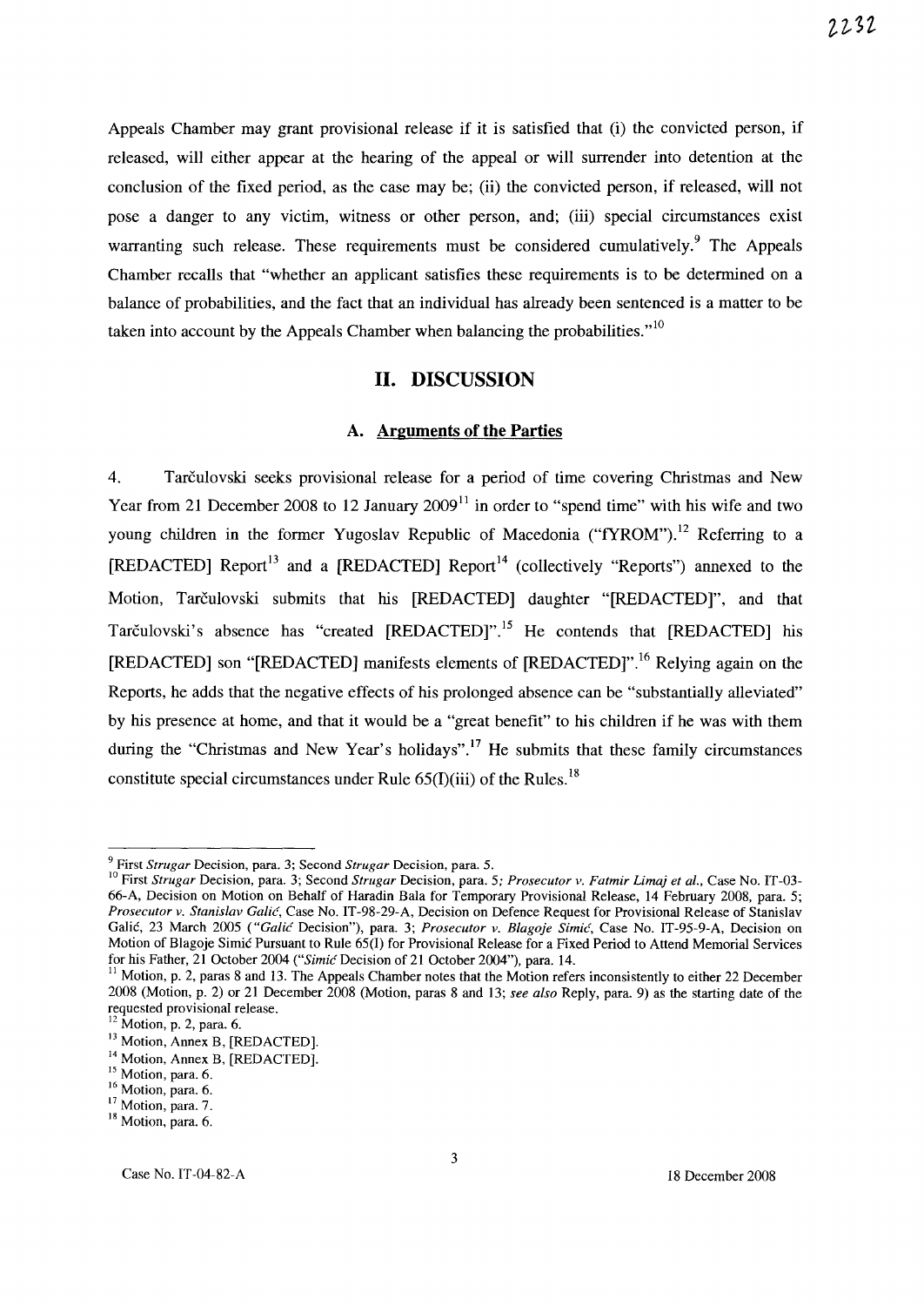Appeals Chamber may grant provisional release if it is satisfied that (i) the convicted person, if released, will either appear at the hearing of the appeal or will surrender into detention at the conclusion of the fixed period, as the case may be; (ii) the convicted person, if released, will not pose a danger to any victim, witness or other person, and; (iii) special circumstances exist warranting such release. These requirements must be considered cumulatively.[9] The Appeals Chamber recalls that "whether an applicant satisfies these requirements is to be determined on a balance of probabilities, and the fact that an individual has already been sentenced is a matter to be taken into account by the Appeals Chamber when balancing the probabilities."[10]

## II. DISCUSSION

### A. Arguments of the Parties

4. Tarčulovski seeks provisional release for a period of time covering Christmas and New Year from 21 December 2008 to 12 January 2009[11] in order to "spend time" with his wife and two young children in the former Yugoslav Republic of Macedonia ("fYROM").[12] Referring to a [REDACTED] Report[13] and a [REDACTED] Report[14] (collectively "Reports") annexed to the Motion, Tarčulovski submits that his [REDACTED] daughter "[REDACTED]", and that Tarčulovski's absence has "created [REDACTED]".[15] He contends that [REDACTED] his [REDACTED] son "[REDACTED] manifests elements of [REDACTED]".[16] Relying again on the Reports, he adds that the negative effects of his prolonged absence can be "substantially alleviated" by his presence at home, and that it would be a "great benefit" to his children if he was with them during the "Christmas and New Year's holidays".[17] He submits that these family circumstances constitute special circumstances under Rule 65(I)(iii) of the Rules.[18]

---

[9] First *Strugar* Decision, para. 3; Second *Strugar* Decision, para. 5.

[10] First *Strugar* Decision, para. 3; Second *Strugar* Decision, para. 5; *Prosecutor v. Fatmir Limaj et al.*, Case No. IT-03-66-A, Decision on Motion on Behalf of Haradin Bala for Temporary Provisional Release, 14 February 2008, para. 5; *Prosecutor v. Stanislav Galić*, Case No. IT-98-29-A, Decision on Defence Request for Provisional Release of Stanislav Galić, 23 March 2005 ("*Galić* Decision"), para. 3; *Prosecutor v. Blagoje Simić*, Case No. IT-95-9-A, Decision on Motion of Blagoje Simić Pursuant to Rule 65(I) for Provisional Release for a Fixed Period to Attend Memorial Services for his Father, 21 October 2004 ("*Simić* Decision of 21 October 2004"), para. 14.

[11] Motion, p. 2, paras 8 and 13. The Appeals Chamber notes that the Motion refers inconsistently to either 22 December 2008 (Motion, p. 2) or 21 December 2008 (Motion, paras 8 and 13; *see also* Reply, para. 9) as the starting date of the requested provisional release.

[12] Motion, p. 2, para. 6.

[13] Motion, Annex B, [REDACTED].

[14] Motion, Annex B, [REDACTED].

[15] Motion, para. 6.

[16] Motion, para. 6.

[17] Motion, para. 7.

[18] Motion, para. 6.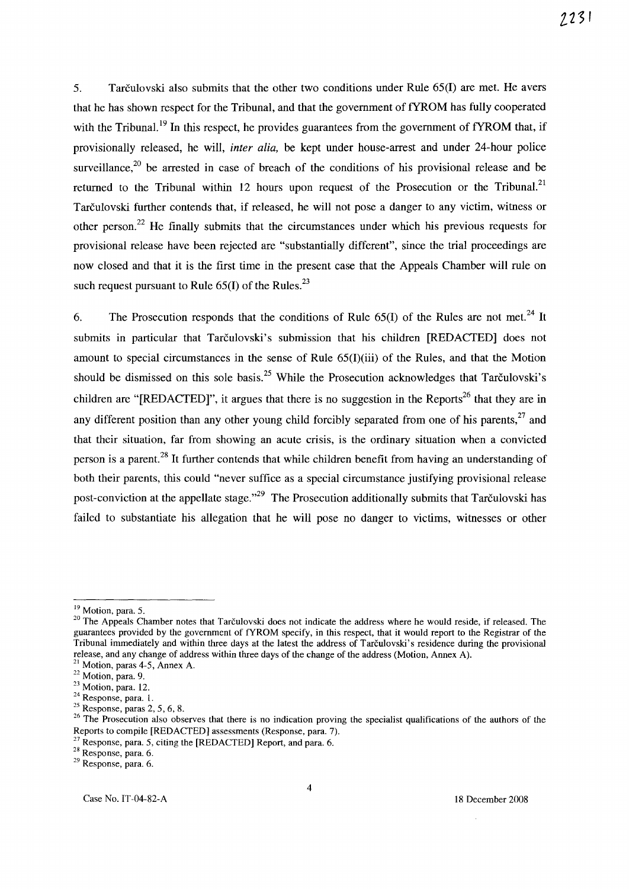5. Tarčulovski also submits that the other two conditions under Rule 65(I) are met. He avers that he has shown respect for the Tribunal, and that the government of fYROM has fully cooperated with the Tribunal.[19] In this respect, he provides guarantees from the government of fYROM that, if provisionally released, he will, *inter alia*, be kept under house-arrest and under 24-hour police surveillance,[20] be arrested in case of breach of the conditions of his provisional release and be returned to the Tribunal within 12 hours upon request of the Prosecution or the Tribunal.[21] Tarčulovski further contends that, if released, he will not pose a danger to any victim, witness or other person.[22] He finally submits that the circumstances under which his previous requests for provisional release have been rejected are "substantially different", since the trial proceedings are now closed and that it is the first time in the present case that the Appeals Chamber will rule on such request pursuant to Rule 65(I) of the Rules.[23]

6. The Prosecution responds that the conditions of Rule 65(I) of the Rules are not met.[24] It submits in particular that Tarčulovski's submission that his children [REDACTED] does not amount to special circumstances in the sense of Rule 65(I)(iii) of the Rules, and that the Motion should be dismissed on this sole basis.[25] While the Prosecution acknowledges that Tarčulovski's children are "[REDACTED]", it argues that there is no suggestion in the Reports[26] that they are in any different position than any other young child forcibly separated from one of his parents,[27] and that their situation, far from showing an acute crisis, is the ordinary situation when a convicted person is a parent.[28] It further contends that while children benefit from having an understanding of both their parents, this could "never suffice as a special circumstance justifying provisional release post-conviction at the appellate stage."[29] The Prosecution additionally submits that Tarčulovski has failed to substantiate his allegation that he will pose no danger to victims, witnesses or other

---

[19] Motion, para. 5.

[20] The Appeals Chamber notes that Tarčulovski does not indicate the address where he would reside, if released. The guarantees provided by the government of fYROM specify, in this respect, that it would report to the Registrar of the Tribunal immediately and within three days at the latest the address of Tarčulovski's residence during the provisional release, and any change of address within three days of the change of the address (Motion, Annex A).

[21] Motion, paras 4-5, Annex A.

[22] Motion, para. 9.

[23] Motion, para. 12.

[24] Response, para. 1.

[25] Response, paras 2, 5, 6, 8.

[26] The Prosecution also observes that there is no indication proving the specialist qualifications of the authors of the Reports to compile [REDACTED] assessments (Response, para. 7).

[27] Response, para. 5, citing the [REDACTED] Report, and para. 6.

[28] Response, para. 6.

[29] Response, para. 6.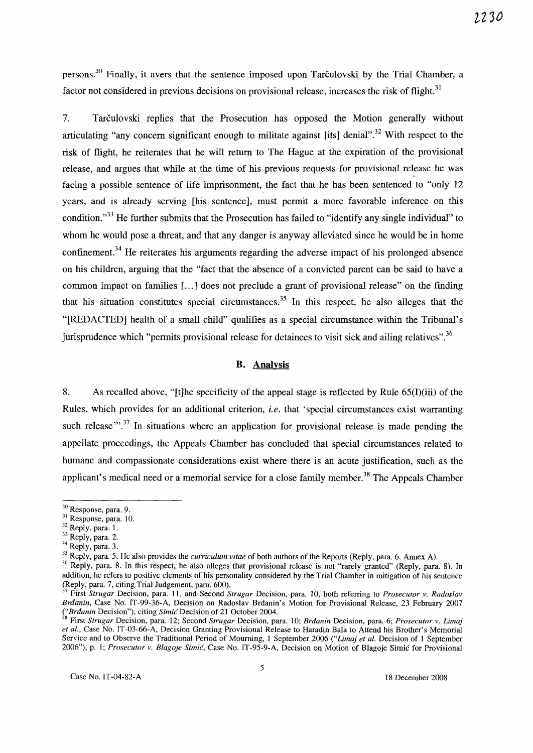persons.[30] Finally, it avers that the sentence imposed upon Tarčulovski by the Trial Chamber, a factor not considered in previous decisions on provisional release, increases the risk of flight.[31]

7. Tarčulovski replies that the Prosecution has opposed the Motion generally without articulating "any concern significant enough to militate against [its] denial".[32] With respect to the risk of flight, he reiterates that he will return to The Hague at the expiration of the provisional release, and argues that while at the time of his previous requests for provisional release he was facing a possible sentence of life imprisonment, the fact that he has been sentenced to "only 12 years, and is already serving [his sentence], must permit a more favorable inference on this condition."[33] He further submits that the Prosecution has failed to "identify any single individual" to whom he would pose a threat, and that any danger is anyway alleviated since he would be in home confinement.[34] He reiterates his arguments regarding the adverse impact of his prolonged absence on his children, arguing that the "fact that the absence of a convicted parent can be said to have a common impact on families [...] does not preclude a grant of provisional release" on the finding that his situation constitutes special circumstances.[35] In this respect, he also alleges that the "[REDACTED] health of a small child" qualifies as a special circumstance within the Tribunal's jurisprudence which "permits provisional release for detainees to visit sick and ailing relatives".[36]

## B. Analysis

8. As recalled above, "[t]he specificity of the appeal stage is reflected by Rule 65(I)(iii) of the Rules, which provides for an additional criterion, *i.e.* that 'special circumstances exist warranting such release'".[37] In situations where an application for provisional release is made pending the appellate proceedings, the Appeals Chamber has concluded that special circumstances related to humane and compassionate considerations exist where there is an acute justification, such as the applicant's medical need or a memorial service for a close family member.[38] The Appeals Chamber

---

[30] Response, para. 9.

[31] Response, para. 10.

[32] Reply, para. 1.

[33] Reply, para. 2.

[34] Reply, para. 3.

[35] Reply, para. 5. He also provides the *curriculum vitae* of both authors of the Reports (Reply, para. 6, Annex A).

[36] Reply, para. 8. In this respect, he also alleges that provisional release is not "rarely granted" (Reply, para. 8). In addition, he refers to positive elements of his personality considered by the Trial Chamber in mitigation of his sentence (Reply, para. 7, citing Trial Judgement, para. 600).

[37] First *Strugar* Decision, para. 11, and Second *Strugar* Decision, para. 10, both referring to *Prosecutor v. Radoslav Brđanin*, Case No. IT-99-36-A, Decision on Radoslav Brđanin's Motion for Provisional Release, 23 February 2007 ("*Brđanin* Decision"), citing *Simić* Decision of 21 October 2004.

[38] First *Strugar* Decision, para. 12; Second *Strugar* Decision, para. 10; *Brđanin* Decision, para. 6; *Prosecutor v. Limaj et al.*, Case No. IT-03-66-A, Decision Granting Provisional Release to Haradin Bala to Attend his Brother's Memorial Service and to Observe the Traditional Period of Mourning, 1 September 2006 ("*Limaj et al.* Decision of 1 September 2006"), p. 1; *Prosecutor v. Blagoje Simić*, Case No. IT-95-9-A, Decision on Motion of Blagoje Simić for Provisional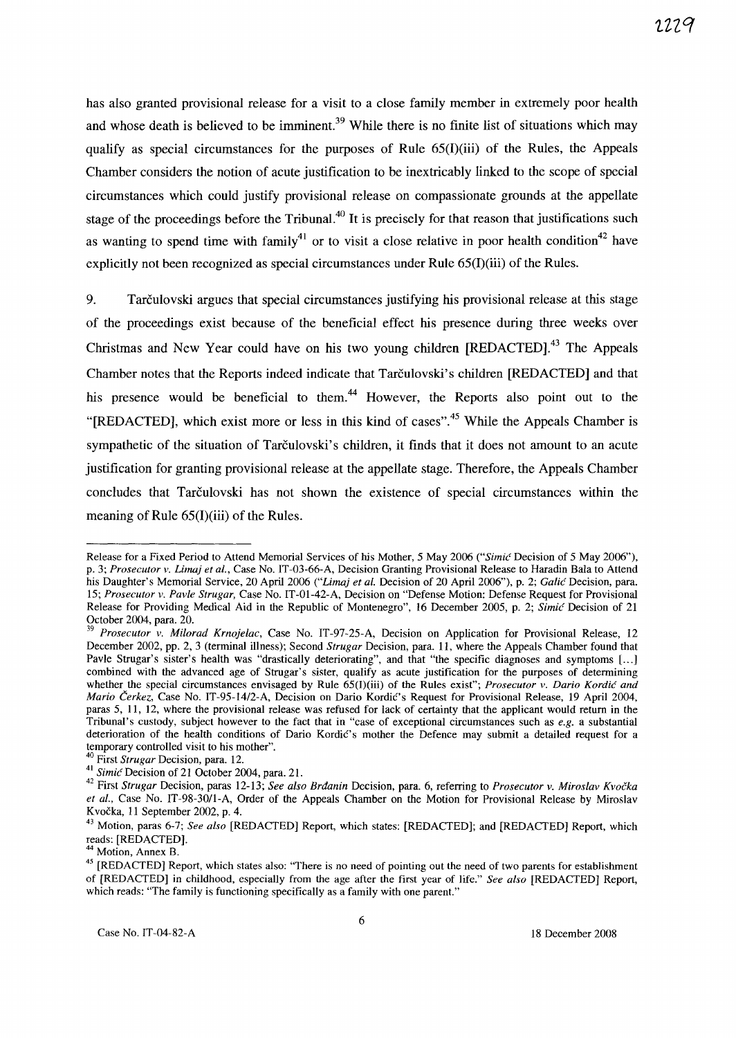has also granted provisional release for a visit to a close family member in extremely poor health and whose death is believed to be imminent.[39] While there is no finite list of situations which may qualify as special circumstances for the purposes of Rule 65(I)(iii) of the Rules, the Appeals Chamber considers the notion of acute justification to be inextricably linked to the scope of special circumstances which could justify provisional release on compassionate grounds at the appellate stage of the proceedings before the Tribunal.[40] It is precisely for that reason that justifications such as wanting to spend time with family[41] or to visit a close relative in poor health condition[42] have explicitly not been recognized as special circumstances under Rule 65(I)(iii) of the Rules.

9. Tarčulovski argues that special circumstances justifying his provisional release at this stage of the proceedings exist because of the beneficial effect his presence during three weeks over Christmas and New Year could have on his two young children [REDACTED].[43] The Appeals Chamber notes that the Reports indeed indicate that Tarčulovski's children [REDACTED] and that his presence would be beneficial to them.[44] However, the Reports also point out to the "[REDACTED], which exist more or less in this kind of cases".[45] While the Appeals Chamber is sympathetic of the situation of Tarčulovski's children, it finds that it does not amount to an acute justification for granting provisional release at the appellate stage. Therefore, the Appeals Chamber concludes that Tarčulovski has not shown the existence of special circumstances within the meaning of Rule 65(I)(iii) of the Rules.

---

Release for a Fixed Period to Attend Memorial Services of his Mother, 5 May 2006 ("*Simić* Decision of 5 May 2006"), p. 3; *Prosecutor v. Limaj et al.*, Case No. IT-03-66-A, Decision Granting Provisional Release to Haradin Bala to Attend his Daughter's Memorial Service, 20 April 2006 ("*Limaj et al.* Decision of 20 April 2006"), p. 2; *Galić* Decision, para. 15; *Prosecutor v. Pavle Strugar,* Case No. IT-01-42-A, Decision on "Defense Motion: Defense Request for Provisional Release for Providing Medical Aid in the Republic of Montenegro", 16 December 2005, p. 2; *Simić* Decision of 21 October 2004, para. 20.

[39] *Prosecutor v. Milorad Krnojelac*, Case No. IT-97-25-A, Decision on Application for Provisional Release, 12 December 2002, pp. 2, 3 (terminal illness); Second *Strugar* Decision, para. 11, where the Appeals Chamber found that Pavle Strugar's sister's health was "drastically deteriorating", and that "the specific diagnoses and symptoms [...] combined with the advanced age of Strugar's sister, qualify as acute justification for the purposes of determining whether the special circumstances envisaged by Rule 65(I)(iii) of the Rules exist"; *Prosecutor v. Dario Kordić and Mario Čerkez*, Case No. IT-95-14/2-A, Decision on Dario Kordić's Request for Provisional Release, 19 April 2004, paras 5, 11, 12, where the provisional release was refused for lack of certainty that the applicant would return in the Tribunal's custody, subject however to the fact that in "case of exceptional circumstances such as *e.g.* a substantial deterioration of the health conditions of Dario Kordić's mother the Defence may submit a detailed request for a temporary controlled visit to his mother".

[40] First *Strugar* Decision, para. 12.

[41] *Simić* Decision of 21 October 2004, para. 21.

[42] First *Strugar* Decision, paras 12-13; *See also Brđanin* Decision, para. 6, referring to *Prosecutor v. Miroslav Kvočka et al.*, Case No. IT-98-30/1-A, Order of the Appeals Chamber on the Motion for Provisional Release by Miroslav Kvočka, 11 September 2002, p. 4.

[43] Motion, paras 6-7; *See also* [REDACTED] Report, which states: [REDACTED]; and [REDACTED] Report, which reads: [REDACTED].

[44] Motion, Annex B.

[45] [REDACTED] Report, which states also: "There is no need of pointing out the need of two parents for establishment of [REDACTED] in childhood, especially from the age after the first year of life." *See also* [REDACTED] Report, which reads: "The family is functioning specifically as a family with one parent."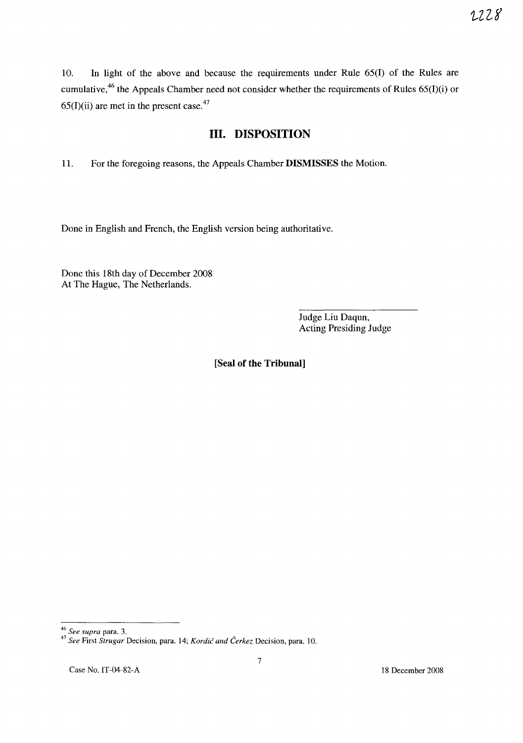10. In light of the above and because the requirements under Rule 65(I) of the Rules are cumulative,[46] the Appeals Chamber need not consider whether the requirements of Rules 65(I)(i) or 65(I)(ii) are met in the present case.[47]

## III. DISPOSITION

11. For the foregoing reasons, the Appeals Chamber **DISMISSES** the Motion.

Done in English and French, the English version being authoritative.

Done this 18th day of December 2008
At The Hague, The Netherlands.

Judge Liu Daqun,
Acting Presiding Judge

**[Seal of the Tribunal]**

---

[46] *See supra* para. 3.

[47] *See* First *Strugar* Decision, para. 14; *Kordić and Čerkez* Decision, para. 10.